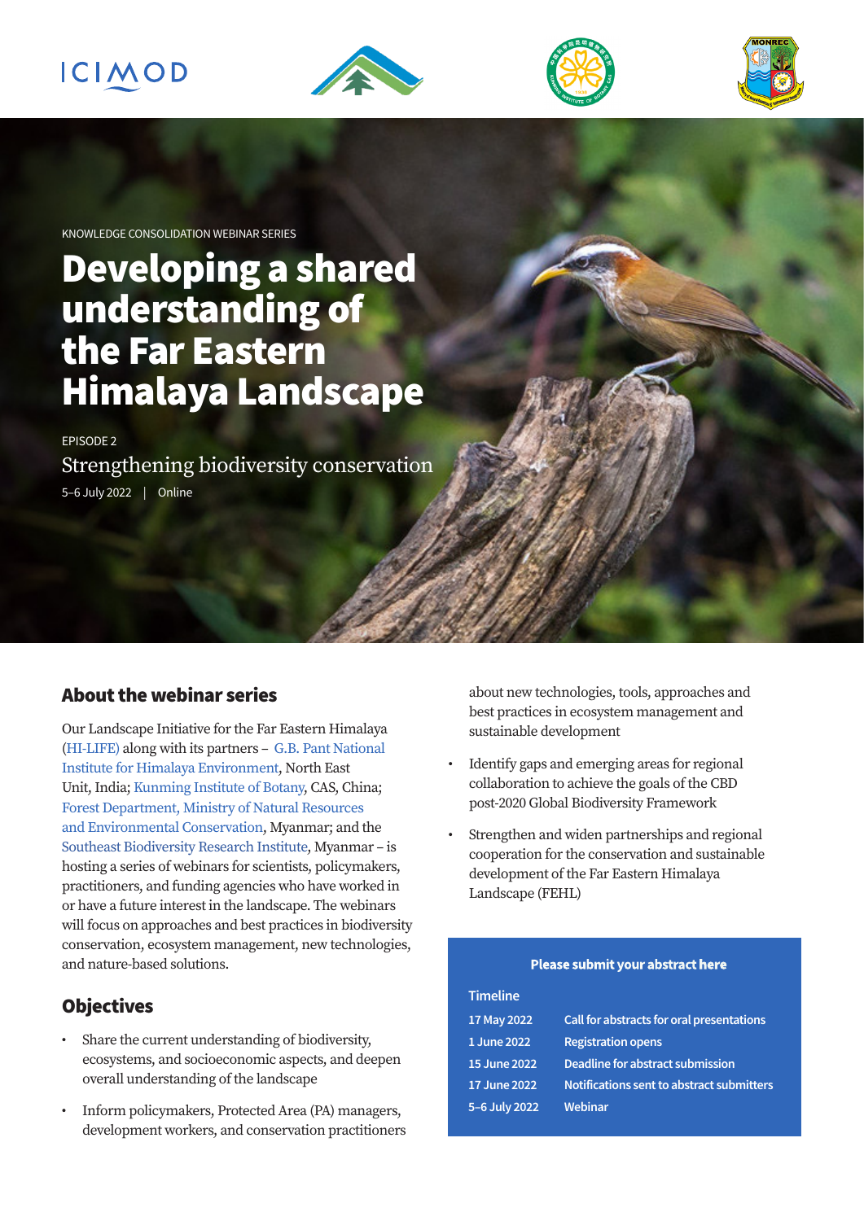KNOWLEDGE CONSOLIDATION WEBINAR SERIES

# Developing a shared understanding of the Far Eastern Himalaya Landscape

EPISODE 2

Strengthening biodiversity conservation

5–6 July 2022 | Online

## About the webinar series

Our Landscape Initiative for the Far Eastern Himalaya (HI-LIFE) along with its partners – G.B. Pant National Institute for Himalaya Environment, North East Unit, India; Kunming Institute of Botany, CAS, China; Forest Department, Ministry of Natural Resources and Environmental Conservation, Myanmar; and the Southeast Biodiversity Research Institute, Myanmar – is hosting a series of webinars for scientists, policymakers, practitioners, and funding agencies who have worked in or have a future interest in the landscape. The webinars will focus on approaches and best practices in biodiversity conservation, ecosystem management, new technologies, and nature-based solutions.

## Objectives

- Share the current understanding of biodiversity, ecosystems, and socioeconomic aspects, and deepen overall understanding of the landscape
- Inform policymakers, Protected Area (PA) managers, development workers, and conservation practitioners about new technologies, tools, approaches and best practices in ecosystem management and sustainable development
- Identify gaps and emerging areas for regional collaboration to achieve the goals of the CBD post-2020 Global Biodiversity Framework
- Strengthen and widen partnerships and regional cooperation for the conservation and sustainable development of the Far Eastern Himalaya Landscape (FEHL)

**Please submit your abstract here**

**Timeline**

| | |
|---|---|
| 17 May 2022 | Call for abstracts for oral presentations |
| 1 June 2022 | Registration opens |
| 15 June 2022 | Deadline for abstract submission |
| 17 June 2022 | Notifications sent to abstract submitters |
| 5–6 July 2022 | Webinar |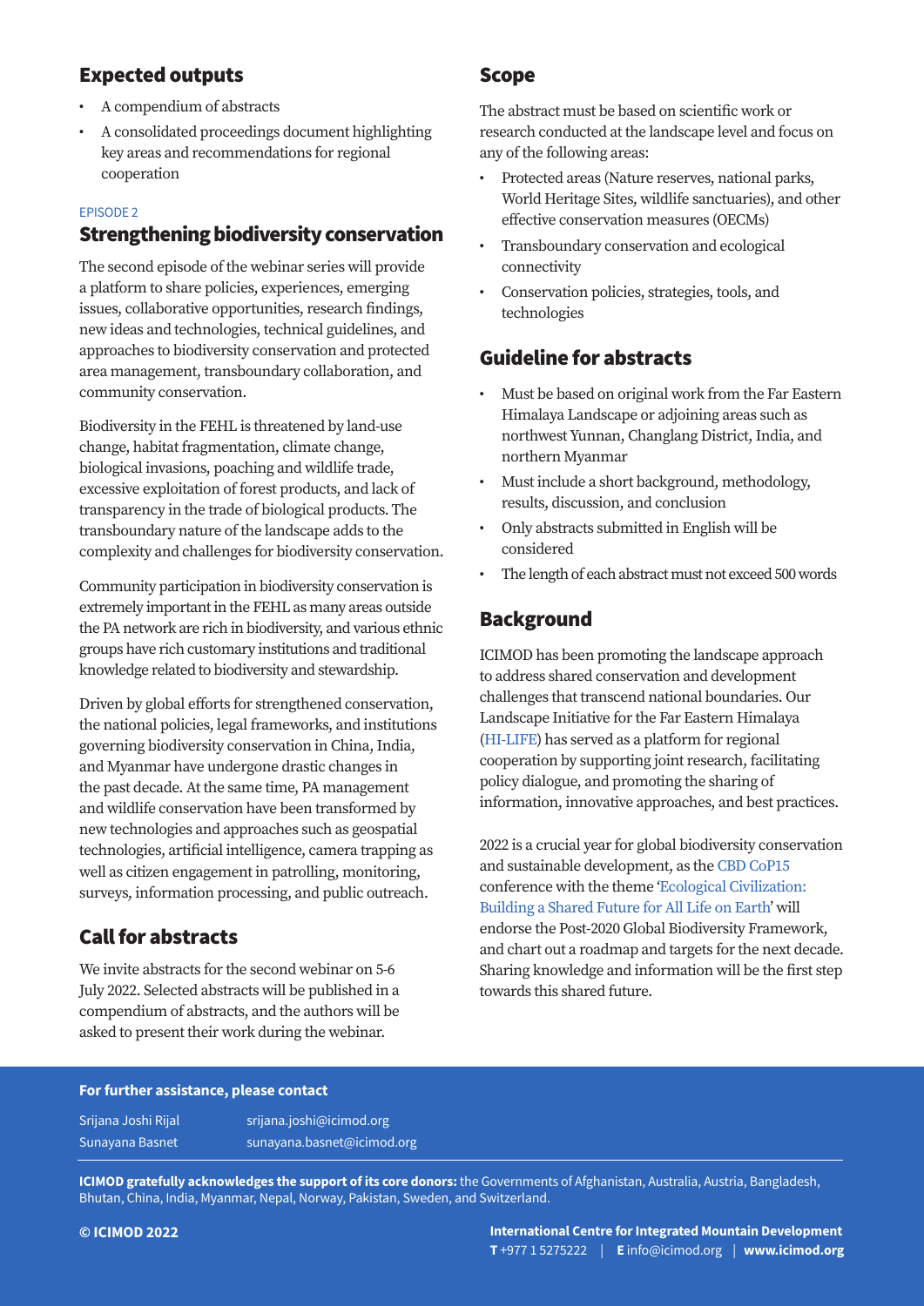## Expected outputs

- A compendium of abstracts
- A consolidated proceedings document highlighting key areas and recommendations for regional cooperation

EPISODE 2

## Strengthening biodiversity conservation

The second episode of the webinar series will provide a platform to share policies, experiences, emerging issues, collaborative opportunities, research findings, new ideas and technologies, technical guidelines, and approaches to biodiversity conservation and protected area management, transboundary collaboration, and community conservation.

Biodiversity in the FEHL is threatened by land-use change, habitat fragmentation, climate change, biological invasions, poaching and wildlife trade, excessive exploitation of forest products, and lack of transparency in the trade of biological products. The transboundary nature of the landscape adds to the complexity and challenges for biodiversity conservation.

Community participation in biodiversity conservation is extremely important in the FEHL as many areas outside the PA network are rich in biodiversity, and various ethnic groups have rich customary institutions and traditional knowledge related to biodiversity and stewardship.

Driven by global efforts for strengthened conservation, the national policies, legal frameworks, and institutions governing biodiversity conservation in China, India, and Myanmar have undergone drastic changes in the past decade. At the same time, PA management and wildlife conservation have been transformed by new technologies and approaches such as geospatial technologies, artificial intelligence, camera trapping as well as citizen engagement in patrolling, monitoring, surveys, information processing, and public outreach.

## Call for abstracts

We invite abstracts for the second webinar on 5-6 July 2022. Selected abstracts will be published in a compendium of abstracts, and the authors will be asked to present their work during the webinar.

## Scope

The abstract must be based on scientific work or research conducted at the landscape level and focus on any of the following areas:

- Protected areas (Nature reserves, national parks, World Heritage Sites, wildlife sanctuaries), and other effective conservation measures (OECMs)
- Transboundary conservation and ecological connectivity
- Conservation policies, strategies, tools, and technologies

## Guideline for abstracts

- Must be based on original work from the Far Eastern Himalaya Landscape or adjoining areas such as northwest Yunnan, Changlang District, India, and northern Myanmar
- Must include a short background, methodology, results, discussion, and conclusion
- Only abstracts submitted in English will be considered
- The length of each abstract must not exceed 500 words

## Background

ICIMOD has been promoting the landscape approach to address shared conservation and development challenges that transcend national boundaries. Our Landscape Initiative for the Far Eastern Himalaya (HI-LIFE) has served as a platform for regional cooperation by supporting joint research, facilitating policy dialogue, and promoting the sharing of information, innovative approaches, and best practices.

2022 is a crucial year for global biodiversity conservation and sustainable development, as the CBD CoP15 conference with the theme 'Ecological Civilization: Building a Shared Future for All Life on Earth' will endorse the Post-2020 Global Biodiversity Framework, and chart out a roadmap and targets for the next decade. Sharing knowledge and information will be the first step towards this shared future.

**For further assistance, please contact**

Srijana Joshi Rijal srijana.joshi@icimod.org
Sunayana Basnet sunayana.basnet@icimod.org

**ICIMOD gratefully acknowledges the support of its core donors:** the Governments of Afghanistan, Australia, Austria, Bangladesh, Bhutan, China, India, Myanmar, Nepal, Norway, Pakistan, Sweden, and Switzerland.

**© ICIMOD 2022**

**International Centre for Integrated Mountain Development**
**T** +977 1 5275222 | **E** info@icimod.org | **www.icimod.org**